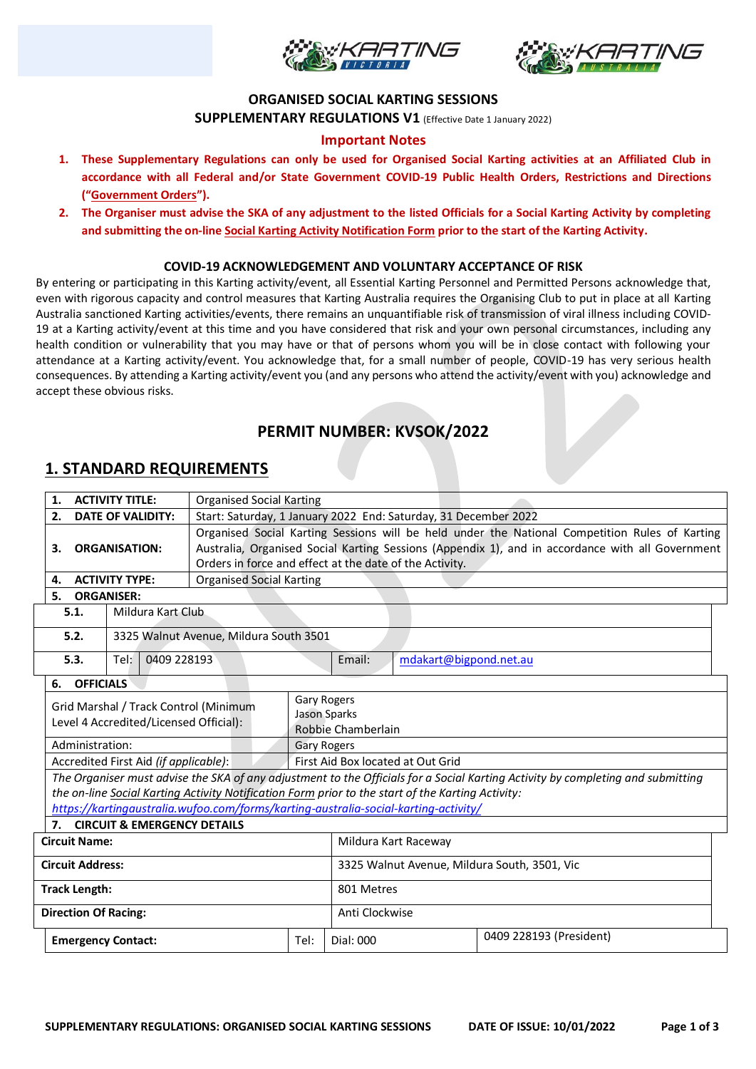## ORGANISED SOCIAL KARTING SESSIONS

### SUPPLEMENTARY REGULATIONS V1 (Effective Date 1 January 2022)

### Important Notes

1. **These Supplementary Regulations can only be used for Organised Social Karting activities at an Affiliated Club in accordance with all Federal and/or State Government COVID-19 Public Health Orders, Restrictions and Directions ("Government Orders").**
2. **The Organiser must advise the SKA of any adjustment to the listed Officials for a Social Karting Activity by completing and submitting the on-line Social Karting Activity Notification Form prior to the start of the Karting Activity.**

### COVID-19 ACKNOWLEDGEMENT AND VOLUNTARY ACCEPTANCE OF RISK

By entering or participating in this Karting activity/event, all Essential Karting Personnel and Permitted Persons acknowledge that, even with rigorous capacity and control measures that Karting Australia requires the Organising Club to put in place at all Karting Australia sanctioned Karting activities/events, there remains an unquantifiable risk of transmission of viral illness including COVID-19 at a Karting activity/event at this time and you have considered that risk and your own personal circumstances, including any health condition or vulnerability that you may have or that of persons whom you will be in close contact with following your attendance at a Karting activity/event. You acknowledge that, for a small number of people, COVID-19 has very serious health consequences. By attending a Karting activity/event you (and any persons who attend the activity/event with you) acknowledge and accept these obvious risks.

## PERMIT NUMBER: KVSOK/2022

## 1. STANDARD REQUIREMENTS

| | |
|---|---|
| **1. ACTIVITY TITLE:** | Organised Social Karting |
| **2. DATE OF VALIDITY:** | Start: Saturday, 1 January 2022 End: Saturday, 31 December 2022 |
| **3. ORGANISATION:** | Organised Social Karting Sessions will be held under the National Competition Rules of Karting Australia, Organised Social Karting Sessions (Appendix 1), and in accordance with all Government Orders in force and effect at the date of the Activity. |
| **4. ACTIVITY TYPE:** | Organised Social Karting |
| **5. ORGANISER:** | |
| **5.1.** | Mildura Kart Club |
| **5.2.** | 3325 Walnut Avenue, Mildura South 3501 |
| **5.3.** | Tel: 0409 228193 Email: mdakart@bigpond.net.au |

| | |
|---|---|
| **6. OFFICIALS** | |
| Grid Marshal / Track Control (Minimum Level 4 Accredited/Licensed Official): | Gary Rogers<br>Jason Sparks<br>Robbie Chamberlain |
| Administration: | Gary Rogers |
| Accredited First Aid *(if applicable)*: | First Aid Box located at Out Grid |

*The Organiser must advise the SKA of any adjustment to the Officials for a Social Karting Activity by completing and submitting the on-line Social Karting Activity Notification Form prior to the start of the Karting Activity:*
*https://kartingaustralia.wufoo.com/forms/karting-australia-social-karting-activity/*

| **7. CIRCUIT & EMERGENCY DETAILS** | | | |
|---|---|---|---|
| **Circuit Name:** | | Mildura Kart Raceway | |
| **Circuit Address:** | | 3325 Walnut Avenue, Mildura South, 3501, Vic | |
| **Track Length:** | | 801 Metres | |
| **Direction Of Racing:** | | Anti Clockwise | |
| **Emergency Contact:** | Tel: | Dial: 000 | 0409 228193 (President) |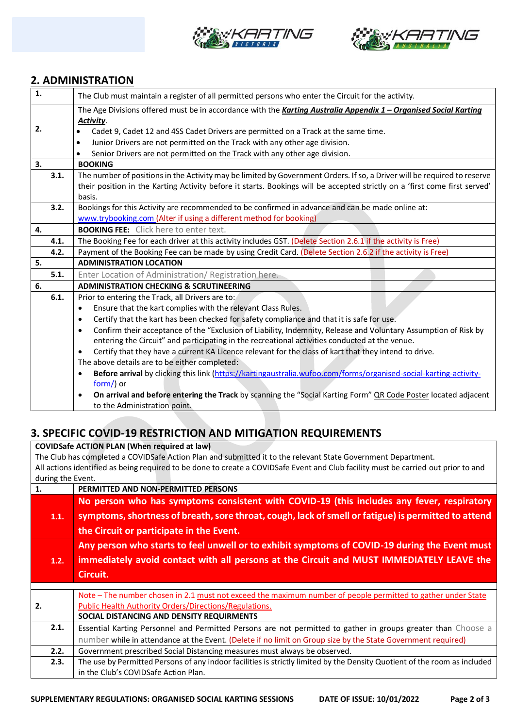## 2. ADMINISTRATION

| | |
|---|---|
| **1.** | The Club must maintain a register of all permitted persons who enter the Circuit for the activity. |
| **2.** | The Age Divisions offered must be in accordance with the ***Karting Australia Appendix 1 – Organised Social Karting Activity***.<br>• Cadet 9, Cadet 12 and 4SS Cadet Drivers are permitted on a Track at the same time.<br>• Junior Drivers are not permitted on the Track with any other age division.<br>• Senior Drivers are not permitted on the Track with any other age division. |
| **3.** | **BOOKING** |
| **3.1.** | The number of positions in the Activity may be limited by Government Orders. If so, a Driver will be required to reserve their position in the Karting Activity before it starts. Bookings will be accepted strictly on a 'first come first served' basis. |
| **3.2.** | Bookings for this Activity are recommended to be confirmed in advance and can be made online at: www.trybooking.com (Alter if using a different method for booking) |
| **4.** | **BOOKING FEE:** Click here to enter text. |
| **4.1.** | The Booking Fee for each driver at this activity includes GST. (Delete Section 2.6.1 if the activity is Free) |
| **4.2.** | Payment of the Booking Fee can be made by using Credit Card. (Delete Section 2.6.2 if the activity is Free) |
| **5.** | **ADMINISTRATION LOCATION** |
| **5.1.** | Enter Location of Administration/ Registration here. |
| **6.** | **ADMINISTRATION CHECKING & SCRUTINEERING** |
| **6.1.** | Prior to entering the Track, all Drivers are to:<br>• Ensure that the kart complies with the relevant Class Rules.<br>• Certify that the kart has been checked for safety compliance and that it is safe for use.<br>• Confirm their acceptance of the "Exclusion of Liability, Indemnity, Release and Voluntary Assumption of Risk by entering the Circuit" and participating in the recreational activities conducted at the venue.<br>• Certify that they have a current KA Licence relevant for the class of kart that they intend to drive.<br>The above details are to be either completed:<br>• **Before arrival** by clicking this link (https://kartingaustralia.wufoo.com/forms/organised-social-karting-activity-form/) or<br>• **On arrival and before entering the Track** by scanning the "Social Karting Form" QR Code Poster located adjacent to the Administration point. |

## 3. SPECIFIC COVID-19 RESTRICTION AND MITIGATION REQUIREMENTS

**COVIDSafe ACTION PLAN (When required at law)**
The Club has completed a COVIDSafe Action Plan and submitted it to the relevant State Government Department.
All actions identified as being required to be done to create a COVIDSafe Event and Club facility must be carried out prior to and during the Event.

| | |
|---|---|
| **1.** | **PERMITTED AND NON-PERMITTED PERSONS** |
| **1.1.** | **No person who has symptoms consistent with COVID-19 (this includes any fever, respiratory symptoms, shortness of breath, sore throat, cough, lack of smell or fatigue) is permitted to attend the Circuit or participate in the Event.** |
| **1.2.** | **Any person who starts to feel unwell or to exhibit symptoms of COVID-19 during the Event must immediately avoid contact with all persons at the Circuit and MUST IMMEDIATELY LEAVE the Circuit.** |
| | |
| **2.** | Note – The number chosen in 2.1 must not exceed the maximum number of people permitted to gather under State Public Health Authority Orders/Directions/Regulations.<br>**SOCIAL DISTANCING AND DENSITY REQUIRMENTS** |
| **2.1.** | Essential Karting Personnel and Permitted Persons are not permitted to gather in groups greater than Choose a number while in attendance at the Event. (Delete if no limit on Group size by the State Government required) |
| **2.2.** | Government prescribed Social Distancing measures must always be observed. |
| **2.3.** | The use by Permitted Persons of any indoor facilities is strictly limited by the Density Quotient of the room as included in the Club's COVIDSafe Action Plan. |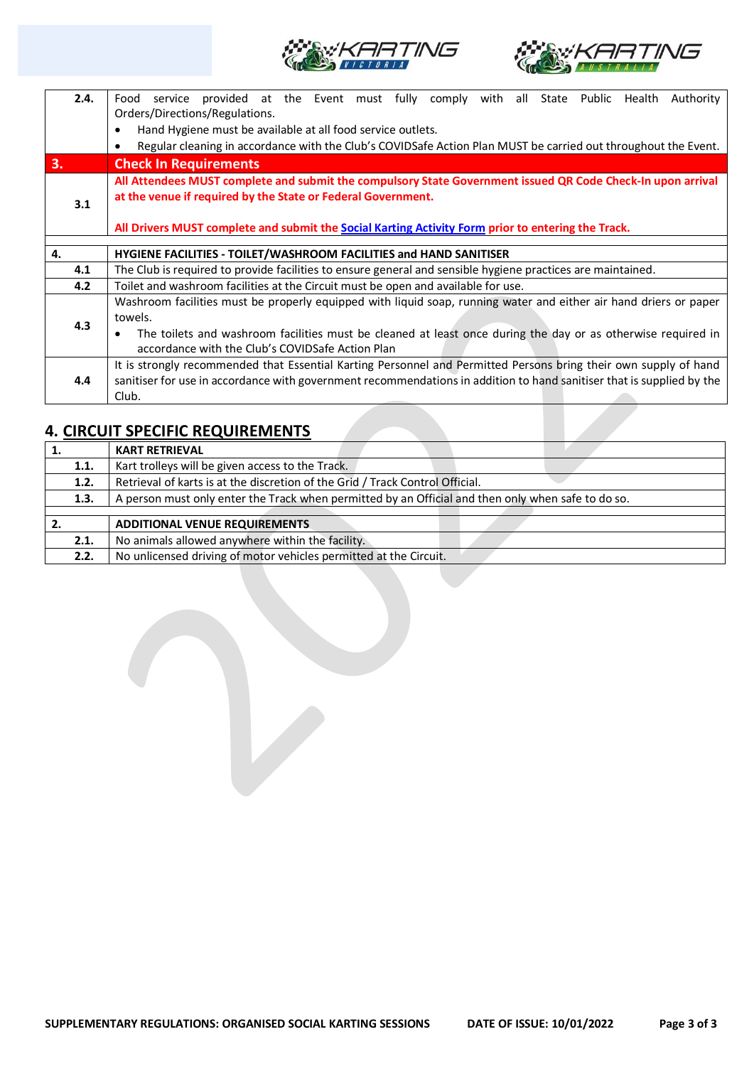| | |
|---|---|
| **2.4.** | Food service provided at the Event must fully comply with all State Public Health Authority Orders/Directions/Regulations.<br>• Hand Hygiene must be available at all food service outlets.<br>• Regular cleaning in accordance with the Club's COVIDSafe Action Plan MUST be carried out throughout the Event. |
| **3.** | **Check In Requirements** |
| **3.1** | **All Attendees MUST complete and submit the compulsory State Government issued QR Code Check-In upon arrival at the venue if required by the State or Federal Government.**<br><br>**All Drivers MUST complete and submit the [Social Karting Activity Form]() prior to entering the Track.** |
| | |
| **4.** | **HYGIENE FACILITIES - TOILET/WASHROOM FACILITIES and HAND SANITISER** |
| **4.1** | The Club is required to provide facilities to ensure general and sensible hygiene practices are maintained. |
| **4.2** | Toilet and washroom facilities at the Circuit must be open and available for use. |
| **4.3** | Washroom facilities must be properly equipped with liquid soap, running water and either air hand driers or paper towels.<br>• The toilets and washroom facilities must be cleaned at least once during the day or as otherwise required in accordance with the Club's COVIDSafe Action Plan |
| **4.4** | It is strongly recommended that Essential Karting Personnel and Permitted Persons bring their own supply of hand sanitiser for use in accordance with government recommendations in addition to hand sanitiser that is supplied by the Club. |

## 4. CIRCUIT SPECIFIC REQUIREMENTS

| | |
|---|---|
| **1.** | **KART RETRIEVAL** |
| **1.1.** | Kart trolleys will be given access to the Track. |
| **1.2.** | Retrieval of karts is at the discretion of the Grid / Track Control Official. |
| **1.3.** | A person must only enter the Track when permitted by an Official and then only when safe to do so. |
| | |
| **2.** | **ADDITIONAL VENUE REQUIREMENTS** |
| **2.1.** | No animals allowed anywhere within the facility. |
| **2.2.** | No unlicensed driving of motor vehicles permitted at the Circuit. |